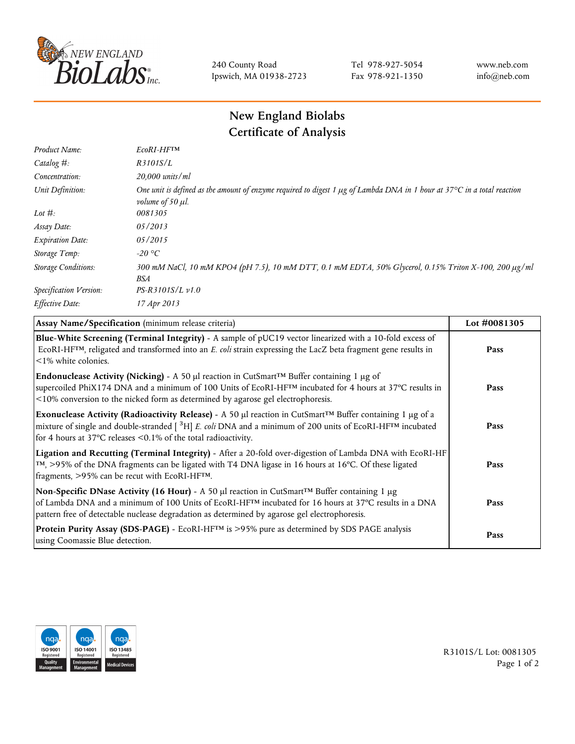240 County Road
Ipswich, MA 01938-2723

Tel 978-927-5054
Fax 978-921-1350

www.neb.com
info@neb.com

# New England Biolabs
# Certificate of Analysis

| | |
|---|---|
| *Product Name:* | *EcoRI-HF™* |
| *Catalog #:* | *R3101S/L* |
| *Concentration:* | *20,000 units/ml* |
| *Unit Definition:* | *One unit is defined as the amount of enzyme required to digest 1 µg of Lambda DNA in 1 hour at 37°C in a total reaction volume of 50 µl.* |
| *Lot #:* | *0081305* |
| *Assay Date:* | *05/2013* |
| *Expiration Date:* | *05/2015* |
| *Storage Temp:* | *-20 °C* |
| *Storage Conditions:* | *300 mM NaCl, 10 mM KPO4 (pH 7.5), 10 mM DTT, 0.1 mM EDTA, 50% Glycerol, 0.15% Triton X-100, 200 µg/ml BSA* |
| *Specification Version:* | *PS-R3101S/L v1.0* |
| *Effective Date:* | *17 Apr 2013* |

| **Assay Name/Specification** (minimum release criteria) | **Lot #0081305** |
|---|---|
| **Blue-White Screening (Terminal Integrity)** - A sample of pUC19 vector linearized with a 10-fold excess of EcoRI-HF™, religated and transformed into an *E. coli* strain expressing the LacZ beta fragment gene results in <1% white colonies. | **Pass** |
| **Endonuclease Activity (Nicking)** - A 50 µl reaction in CutSmart™ Buffer containing 1 µg of supercoiled PhiX174 DNA and a minimum of 100 Units of EcoRI-HF™ incubated for 4 hours at 37°C results in <10% conversion to the nicked form as determined by agarose gel electrophoresis. | **Pass** |
| **Exonuclease Activity (Radioactivity Release)** - A 50 µl reaction in CutSmart™ Buffer containing 1 µg of a mixture of single and double-stranded [ $^{3}$H] *E. coli* DNA and a minimum of 200 units of EcoRI-HF™ incubated for 4 hours at 37°C releases <0.1% of the total radioactivity. | **Pass** |
| **Ligation and Recutting (Terminal Integrity)** - After a 20-fold over-digestion of Lambda DNA with EcoRI-HF™, >95% of the DNA fragments can be ligated with T4 DNA ligase in 16 hours at 16°C. Of these ligated fragments, >95% can be recut with EcoRI-HF™. | **Pass** |
| **Non-Specific DNase Activity (16 Hour)** - A 50 µl reaction in CutSmart™ Buffer containing 1 µg of Lambda DNA and a minimum of 100 Units of EcoRI-HF™ incubated for 16 hours at 37°C results in a DNA pattern free of detectable nuclease degradation as determined by agarose gel electrophoresis. | **Pass** |
| **Protein Purity Assay (SDS-PAGE)** - EcoRI-HF™ is >95% pure as determined by SDS PAGE analysis using Coomassie Blue detection. | **Pass** |

ISO 9001 Registered Quality Management | ISO 14001 Registered Environmental Management | ISO 13485 Registered Medical Devices

R3101S/L Lot: 0081305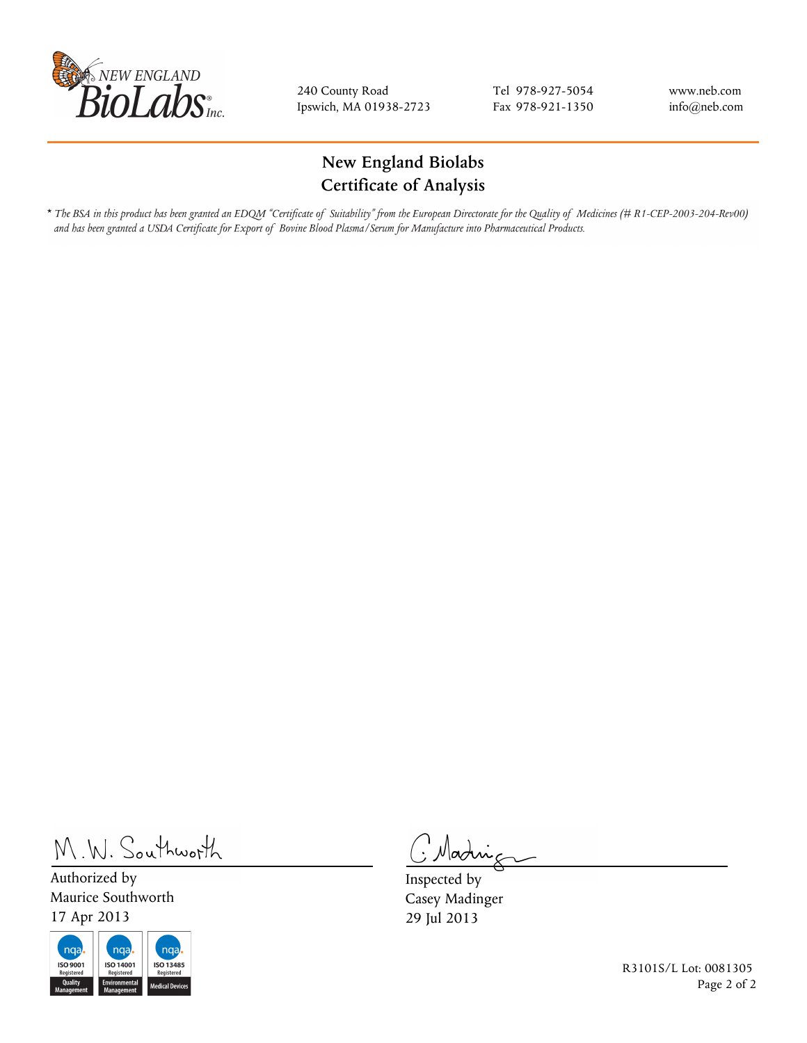**New England Biolabs**
**Certificate of Analysis**

\* *The BSA in this product has been granted an EDQM "Certificate of Suitability" from the European Directorate for the Quality of Medicines (# R1-CEP-2003-204-Rev00) and has been granted a USDA Certificate for Export of Bovine Blood Plasma/Serum for Manufacture into Pharmaceutical Products.*

Authorized by
Maurice Southworth
17 Apr 2013

Inspected by
Casey Madinger
29 Jul 2013

R3101S/L Lot: 0081305